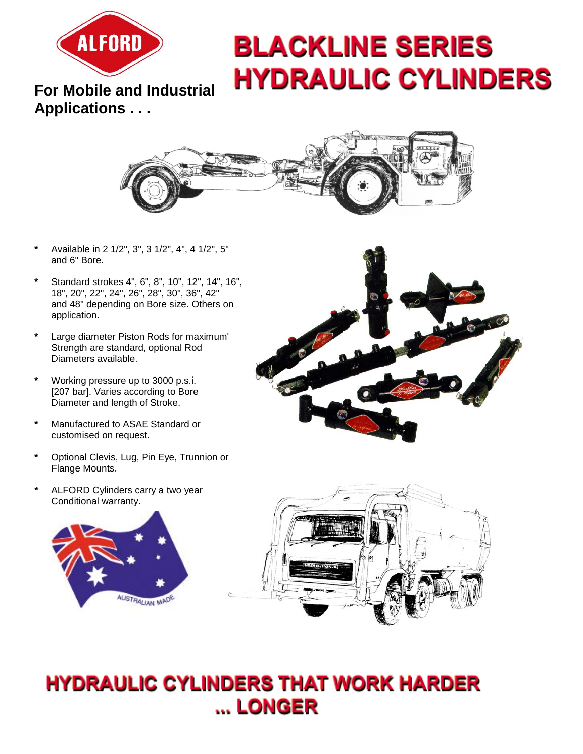ALFORD

# BLACKLINE SERIES HYDRAULIC CYLINDERS

**For Mobile and Industrial Applications . . .**

- Available in 2 1/2", 3", 3 1/2", 4", 4 1/2", 5" and 6" Bore.
- Standard strokes 4", 6", 8", 10", 12", 14", 16", 18", 20", 22", 24", 26", 28", 30", 36", 42" and 48" depending on Bore size. Others on application.
- Large diameter Piston Rods for maximum' Strength are standard, optional Rod Diameters available.
- Working pressure up to 3000 p.s.i. [207 bar]. Varies according to Bore Diameter and length of Stroke.
- Manufactured to ASAE Standard or customised on request.
- Optional Clevis, Lug, Pin Eye, Trunnion or Flange Mounts.
- ALFORD Cylinders carry a two year Conditional warranty.

AUSTRALIAN MADE

## HYDRAULIC CYLINDERS THAT WORK HARDER ... LONGER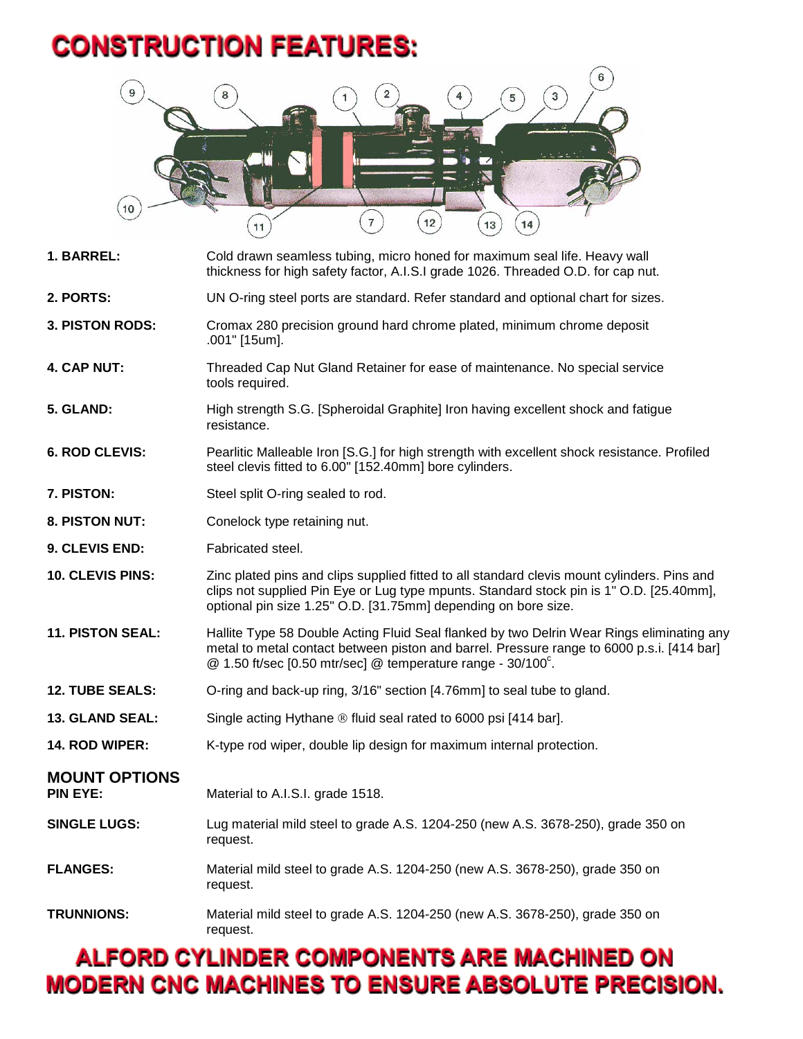# CONSTRUCTION FEATURES:

**1. BARREL:** Cold drawn seamless tubing, micro honed for maximum seal life. Heavy wall thickness for high safety factor, A.I.S.I grade 1026. Threaded O.D. for cap nut.

**2. PORTS:** UN O-ring steel ports are standard. Refer standard and optional chart for sizes.

**3. PISTON RODS:** Cromax 280 precision ground hard chrome plated, minimum chrome deposit .001" [15um].

**4. CAP NUT:** Threaded Cap Nut Gland Retainer for ease of maintenance. No special service tools required.

**5. GLAND:** High strength S.G. [Spheroidal Graphite] Iron having excellent shock and fatigue resistance.

**6. ROD CLEVIS:** Pearlitic Malleable Iron [S.G.] for high strength with excellent shock resistance. Profiled steel clevis fitted to 6.00" [152.40mm] bore cylinders.

**7. PISTON:** Steel split O-ring sealed to rod.

**8. PISTON NUT:** Conelock type retaining nut.

**9. CLEVIS END:** Fabricated steel.

**10. CLEVIS PINS:** Zinc plated pins and clips supplied fitted to all standard clevis mount cylinders. Pins and clips not supplied Pin Eye or Lug type mpunts. Standard stock pin is 1" O.D. [25.40mm], optional pin size 1.25" O.D. [31.75mm] depending on bore size.

**11. PISTON SEAL:** Hallite Type 58 Double Acting Fluid Seal flanked by two Delrin Wear Rings eliminating any metal to metal contact between piston and barrel. Pressure range to 6000 p.s.i. [414 bar] @ 1.50 ft/sec [0.50 mtr/sec] @ temperature range - 30/100$^{c}$.

**12. TUBE SEALS:** O-ring and back-up ring, 3/16" section [4.76mm] to seal tube to gland.

**13. GLAND SEAL:** Single acting Hythane ® fluid seal rated to 6000 psi [414 bar].

**14. ROD WIPER:** K-type rod wiper, double lip design for maximum internal protection.

## MOUNT OPTIONS

**PIN EYE:** Material to A.I.S.I. grade 1518.

**SINGLE LUGS:** Lug material mild steel to grade A.S. 1204-250 (new A.S. 3678-250), grade 350 on request.

**FLANGES:** Material mild steel to grade A.S. 1204-250 (new A.S. 3678-250), grade 350 on request.

**TRUNNIONS:** Material mild steel to grade A.S. 1204-250 (new A.S. 3678-250), grade 350 on request.

## ALFORD CYLINDER COMPONENTS ARE MACHINED ON MODERN CNC MACHINES TO ENSURE ABSOLUTE PRECISION.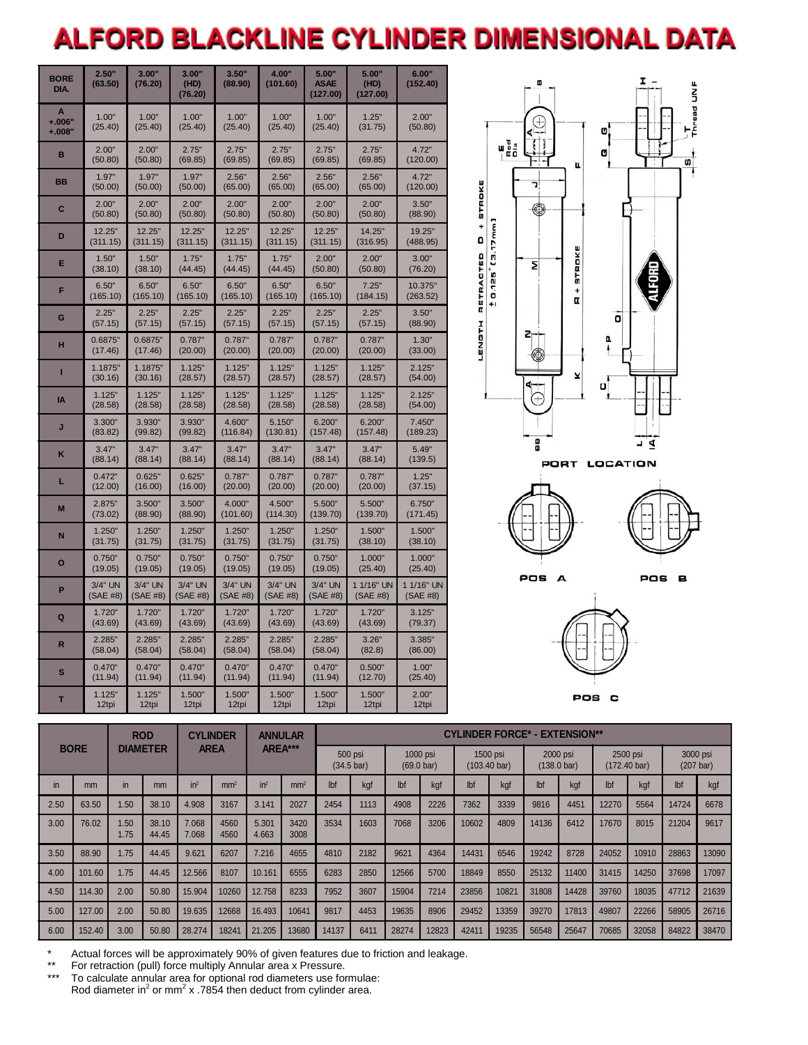# ALFORD BLACKLINE CYLINDER DIMENSIONAL DATA

| BORE DIA. | 2.50" (63.50) | 3.00" (76.20) | 3.00" (HD) (76.20) | 3.50" (88.90) | 4.00" (101.60) | 5.00" ASAE (127.00) | 5.00" (HD) (127.00) | 6.00" (152.40) |
|---|---|---|---|---|---|---|---|---|
| A +.006" +.008" | 1.00" (25.40) | 1.00" (25.40) | 1.00" (25.40) | 1.00" (25.40) | 1.00" (25.40) | 1.00" (25.40) | 1.25" (31.75) | 2.00" (50.80) |
| B | 2.00" (50.80) | 2.00" (50.80) | 2.75" (69.85) | 2.75" (69.85) | 2.75" (69.85) | 2.75" (69.85) | 2.75" (69.85) | 4.72" (120.00) |
| BB | 1.97" (50.00) | 1.97" (50.00) | 1.97" (50.00) | 2.56" (65.00) | 2.56" (65.00) | 2.56" (65.00) | 2.56" (65.00) | 4.72" (120.00) |
| C | 2.00" (50.80) | 2.00" (50.80) | 2.00" (50.80) | 2.00" (50.80) | 2.00" (50.80) | 2.00" (50.80) | 2.00" (50.80) | 3.50" (88.90) |
| D | 12.25" (311.15) | 12.25" (311.15) | 12.25" (311.15) | 12.25" (311.15) | 12.25" (311.15) | 12.25" (311.15) | 14.25" (316.95) | 19.25" (488.95) |
| E | 1.50" (38.10) | 1.50" (38.10) | 1.75" (44.45) | 1.75" (44.45) | 1.75" (44.45) | 2.00" (50.80) | 2.00" (50.80) | 3.00" (76.20) |
| F | 6.50" (165.10) | 6.50" (165.10) | 6.50" (165.10) | 6.50" (165.10) | 6.50" (165.10) | 6.50" (165.10) | 7.25" (184.15) | 10.375" (263.52) |
| G | 2.25" (57.15) | 2.25" (57.15) | 2.25" (57.15) | 2.25" (57.15) | 2.25" (57.15) | 2.25" (57.15) | 2.25" (57.15) | 3.50" (88.90) |
| H | 0.6875" (17.46) | 0.6875" (17.46) | 0.787" (20.00) | 0.787" (20.00) | 0.787" (20.00) | 0.787" (20.00) | 0.787" (20.00) | 1.30" (33.00) |
| I | 1.1875" (30.16) | 1.1875" (30.16) | 1.125" (28.57) | 1.125" (28.57) | 1.125" (28.57) | 1.125" (28.57) | 1.125" (28.57) | 2.125" (54.00) |
| IA | 1.125" (28.58) | 1.125" (28.58) | 1.125" (28.58) | 1.125" (28.58) | 1.125" (28.58) | 1.125" (28.58) | 1.125" (28.58) | 2.125" (54.00) |
| J | 3.300" (83.82) | 3.930" (99.82) | 3.930" (99.82) | 4.600" (116.84) | 5.150" (130.81) | 6.200" (157.48) | 6.200" (157.48) | 7.450" (189.23) |
| K | 3.47" (88.14) | 3.47" (88.14) | 3.47" (88.14) | 3.47" (88.14) | 3.47" (88.14) | 3.47" (88.14) | 3.47" (88.14) | 5.49" (139.5) |
| L | 0.472" (12.00) | 0.625" (16.00) | 0.625" (16.00) | 0.787" (20.00) | 0.787" (20.00) | 0.787" (20.00) | 0.787" (20.00) | 1.25" (37.15) |
| M | 2.875" (73.02) | 3.500" (88.90) | 3.500" (88.90) | 4.000" (101.60) | 4.500" (114.30) | 5.500" (139.70) | 5.500" (139.70) | 6.750" (171.45) |
| N | 1.250" (31.75) | 1.250" (31.75) | 1.250" (31.75) | 1.250" (31.75) | 1.250" (31.75) | 1.250" (31.75) | 1.500" (38.10) | 1.500" (38.10) |
| O | 0.750" (19.05) | 0.750" (19.05) | 0.750" (19.05) | 0.750" (19.05) | 0.750" (19.05) | 0.750" (19.05) | 1.000" (25.40) | 1.000" (25.40) |
| P | 3/4" UN (SAE #8) | 3/4" UN (SAE #8) | 3/4" UN (SAE #8) | 3/4" UN (SAE #8) | 3/4" UN (SAE #8) | 3/4" UN (SAE #8) | 1 1/16" UN (SAE #8) | 1 1/16" UN (SAE #8) |
| Q | 1.720" (43.69) | 1.720" (43.69) | 1.720" (43.69) | 1.720" (43.69) | 1.720" (43.69) | 1.720" (43.69) | 1.720" (43.69) | 3.125" (79.37) |
| R | 2.285" (58.04) | 2.285" (58.04) | 2.285" (58.04) | 2.285" (58.04) | 2.285" (58.04) | 2.285" (58.04) | 3.26" (82.8) | 3.385" (86.00) |
| S | 0.470" (11.94) | 0.470" (11.94) | 0.470" (11.94) | 0.470" (11.94) | 0.470" (11.94) | 0.470" (11.94) | 0.500" (12.70) | 1.00" (25.40) |
| T | 1.125" 12tpi | 1.125" 12tpi | 1.500" 12tpi | 1.500" 12tpi | 1.500" 12tpi | 1.500" 12tpi | 1.500" 12tpi | 2.00" 12tpi |

LENGTH RETRACTED D + STROKE ± 0.125" (3.17mm)

PORT LOCATION

POS A  POS B  POS C

| BORE | | ROD DIAMETER | | CYLINDER AREA | | ANNULAR AREA*** | | CYLINDER FORCE* - EXTENSION** | | | | | | | | | | | |
|---|---|---|---|---|---|---|---|---|---|---|---|---|---|---|---|---|---|---|---|
| | | | | | | | | 500 psi (34.5 bar) | | 1000 psi (69.0 bar) | | 1500 psi (103.40 bar) | | 2000 psi (138.0 bar) | | 2500 psi (172.40 bar) | | 3000 psi (207 bar) | |
| in | mm | in | mm | in² | mm² | in² | mm² | lbf | kgf | lbf | kgf | lbf | kgf | lbf | kgf | lbf | kgf | lbf | kgf |
| 2.50 | 63.50 | 1.50 | 38.10 | 4.908 | 3167 | 3.141 | 2027 | 2454 | 1113 | 4908 | 2226 | 7362 | 3339 | 9816 | 4451 | 12270 | 5564 | 14724 | 6678 |
| 3.00 | 76.02 | 1.50 1.75 | 38.10 44.45 | 7.068 7.068 | 4560 4560 | 5.301 4.663 | 3420 3008 | 3534 | 1603 | 7068 | 3206 | 10602 | 4809 | 14136 | 6412 | 17670 | 8015 | 21204 | 9617 |
| 3.50 | 88.90 | 1.75 | 44.45 | 9.621 | 6207 | 7.216 | 4655 | 4810 | 2182 | 9621 | 4364 | 14431 | 6546 | 19242 | 8728 | 24052 | 10910 | 28863 | 13090 |
| 4.00 | 101.60 | 1.75 | 44.45 | 12.566 | 8107 | 10.161 | 6555 | 6283 | 2850 | 12566 | 5700 | 18849 | 8550 | 25132 | 11400 | 31415 | 14250 | 37698 | 17097 |
| 4.50 | 114.30 | 2.00 | 50.80 | 15.904 | 10260 | 12.758 | 8233 | 7952 | 3607 | 15904 | 7214 | 23856 | 10821 | 31808 | 14428 | 39760 | 18035 | 47712 | 21639 |
| 5.00 | 127.00 | 2.00 | 50.80 | 19.635 | 12668 | 16.493 | 10641 | 9817 | 4453 | 19635 | 8906 | 29452 | 13359 | 39270 | 17813 | 49807 | 22266 | 58905 | 26716 |
| 6.00 | 152.40 | 3.00 | 50.80 | 28.274 | 18241 | 21.205 | 13680 | 14137 | 6411 | 28274 | 12823 | 42411 | 19235 | 56548 | 25647 | 70685 | 32058 | 84822 | 38470 |

\* Actual forces will be approximately 90% of given features due to friction and leakage.
\*\* For retraction (pull) force multiply Annular area x Pressure.
\*\*\* To calculate annular area for optional rod diameters use formulae:
Rod diameter in² or mm² x .7854 then deduct from cylinder area.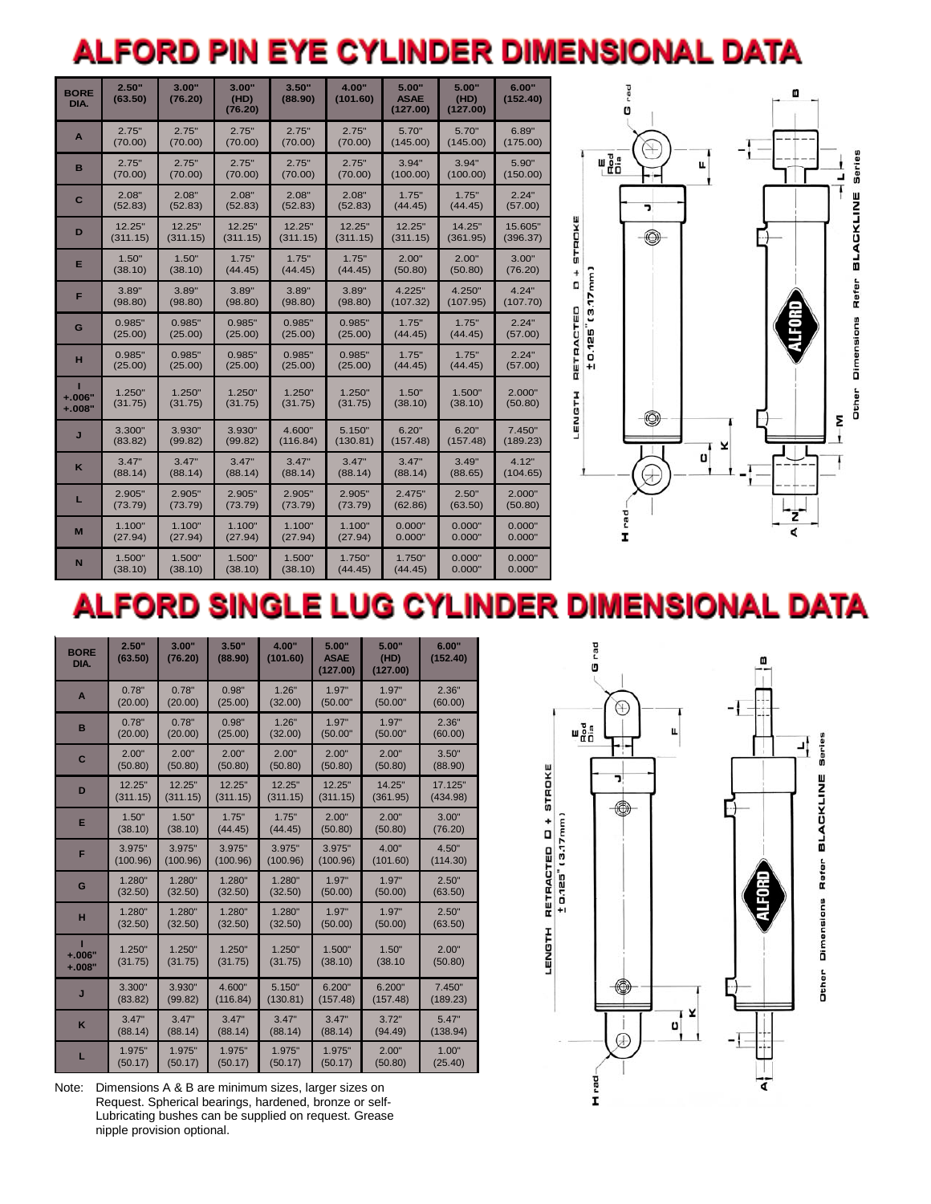# ALFORD PIN EYE CYLINDER DIMENSIONAL DATA

| BORE DIA. | 2.50" (63.50) | 3.00" (76.20) | 3.00" (HD) (76.20) | 3.50" (88.90) | 4.00" (101.60) | 5.00" ASAE (127.00) | 5.00" (HD) (127.00) | 6.00" (152.40) |
|---|---|---|---|---|---|---|---|---|
| A | 2.75" (70.00) | 2.75" (70.00) | 2.75" (70.00) | 2.75" (70.00) | 2.75" (70.00) | 5.70" (145.00) | 5.70" (145.00) | 6.89" (175.00) |
| B | 2.75" (70.00) | 2.75" (70.00) | 2.75" (70.00) | 2.75" (70.00) | 2.75" (70.00) | 3.94" (100.00) | 3.94" (100.00) | 5.90" (150.00) |
| C | 2.08" (52.83) | 2.08" (52.83) | 2.08" (52.83) | 2.08" (52.83) | 2.08" (52.83) | 1.75" (44.45) | 1.75" (44.45) | 2.24" (57.00) |
| D | 12.25" (311.15) | 12.25" (311.15) | 12.25" (311.15) | 12.25" (311.15) | 12.25" (311.15) | 12.25" (311.15) | 14.25" (361.95) | 15.605" (396.37) |
| E | 1.50" (38.10) | 1.50" (38.10) | 1.75" (44.45) | 1.75" (44.45) | 1.75" (44.45) | 2.00" (50.80) | 2.00" (50.80) | 3.00" (76.20) |
| F | 3.89" (98.80) | 3.89" (98.80) | 3.89" (98.80) | 3.89" (98.80) | 3.89" (98.80) | 4.225" (107.32) | 4.250" (107.95) | 4.24" (107.70) |
| G | 0.985" (25.00) | 0.985" (25.00) | 0.985" (25.00) | 0.985" (25.00) | 0.985" (25.00) | 1.75" (44.45) | 1.75" (44.45) | 2.24" (57.00) |
| H | 0.985" (25.00) | 0.985" (25.00) | 0.985" (25.00) | 0.985" (25.00) | 0.985" (25.00) | 1.75" (44.45) | 1.75" (44.45) | 2.24" (57.00) |
| I +.006" +.008" | 1.250" (31.75) | 1.250" (31.75) | 1.250" (31.75) | 1.250" (31.75) | 1.250" (31.75) | 1.50" (38.10) | 1.500" (38.10) | 2.000" (50.80) |
| J | 3.300" (83.82) | 3.930" (99.82) | 3.930" (99.82) | 4.600" (116.84) | 5.150" (130.81) | 6.20" (157.48) | 6.20" (157.48) | 7.450" (189.23) |
| K | 3.47" (88.14) | 3.47" (88.14) | 3.47" (88.14) | 3.47" (88.14) | 3.47" (88.14) | 3.47" (88.14) | 3.49" (88.65) | 4.12" (104.65) |
| L | 2.905" (73.79) | 2.905" (73.79) | 2.905" (73.79) | 2.905" (73.79) | 2.905" (73.79) | 2.475" (62.86) | 2.50" (63.50) | 2.000" (50.80) |
| M | 1.100" (27.94) | 1.100" (27.94) | 1.100" (27.94) | 1.100" (27.94) | 1.100" (27.94) | 0.000" 0.000" | 0.000" 0.000" | 0.000" 0.000" |
| N | 1.500" (38.10) | 1.500" (38.10) | 1.500" (38.10) | 1.500" (38.10) | 1.750" (44.45) | 1.750" (44.45) | 0.000" 0.000" | 0.000" 0.000" |

LENGTH RETRACTED D + STROKE ± 0.125" (3.17mm)

G rad, E Rod Dia, F, J, K, C, H rad, B, I, L, M, N, A

Other Dimensions Refer BLACKLINE Series

# ALFORD SINGLE LUG CYLINDER DIMENSIONAL DATA

| BORE DIA. | 2.50" (63.50) | 3.00" (76.20) | 3.50" (88.90) | 4.00" (101.60) | 5.00" ASAE (127.00) | 5.00" (HD) (127.00) | 6.00" (152.40) |
|---|---|---|---|---|---|---|---|
| A | 0.78" (20.00) | 0.78" (20.00) | 0.98" (25.00) | 1.26" (32.00) | 1.97" (50.00" | 1.97" (50.00" | 2.36" (60.00) |
| B | 0.78" (20.00) | 0.78" (20.00) | 0.98" (25.00) | 1.26" (32.00) | 1.97" (50.00" | 1.97" (50.00" | 2.36" (60.00) |
| C | 2.00" (50.80) | 2.00" (50.80) | 2.00" (50.80) | 2.00" (50.80) | 2.00" (50.80) | 2.00" (50.80) | 3.50" (88.90) |
| D | 12.25" (311.15) | 12.25" (311.15) | 12.25" (311.15) | 12.25" (311.15) | 12.25" (311.15) | 14.25" (361.95) | 17.125" (434.98) |
| E | 1.50" (38.10) | 1.50" (38.10) | 1.75" (44.45) | 1.75" (44.45) | 2.00" (50.80) | 2.00" (50.80) | 3.00" (76.20) |
| F | 3.975" (100.96) | 3.975" (100.96) | 3.975" (100.96) | 3.975" (100.96) | 3.975" (100.96) | 4.00" (101.60) | 4.50" (114.30) |
| G | 1.280" (32.50) | 1.280" (32.50) | 1.280" (32.50) | 1.280" (32.50) | 1.97" (50.00) | 1.97" (50.00) | 2.50" (63.50) |
| H | 1.280" (32.50) | 1.280" (32.50) | 1.280" (32.50) | 1.280" (32.50) | 1.97" (50.00) | 1.97" (50.00) | 2.50" (63.50) |
| I +.006" +.008" | 1.250" (31.75) | 1.250" (31.75) | 1.250" (31.75) | 1.250" (31.75) | 1.500" (38.10) | 1.50" (38.10 | 2.00" (50.80) |
| J | 3.300" (83.82) | 3.930" (99.82) | 4.600" (116.84) | 5.150" (130.81) | 6.200" (157.48) | 6.200" (157.48) | 7.450" (189.23) |
| K | 3.47" (88.14) | 3.47" (88.14) | 3.47" (88.14) | 3.47" (88.14) | 3.47" (88.14) | 3.72" (94.49) | 5.47" (138.94) |
| L | 1.975" (50.17) | 1.975" (50.17) | 1.975" (50.17) | 1.975" (50.17) | 1.975" (50.17) | 2.00" (50.80) | 1.00" (25.40) |

LENGTH RETRACTED D + STROKE ± 0.125" (3.17mm)

G rad, E Rod Dia, F, J, K, C, H rad, B, I, L, A

Other Dimensions Refer BLACKLINE Series

Note: Dimensions A & B are minimum sizes, larger sizes on Request. Spherical bearings, hardened, bronze or self-Lubricating bushes can be supplied on request. Grease nipple provision optional.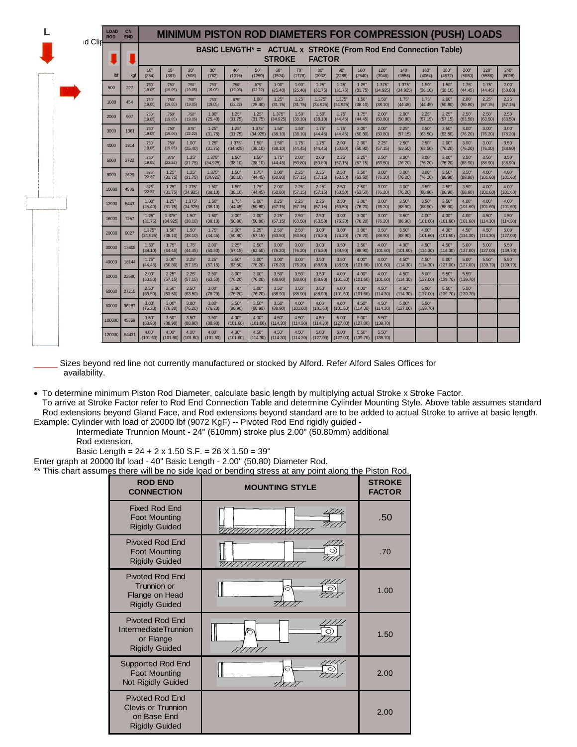# MINIMUM PISTON ROD DIAMETERS FOR COMPRESSION (PUSH) LOADS

**BASIC LENGTH* = ACTUAL x STROKE (From Rod End Connection Table) STROKE FACTOR**

| LOAD ROD lbf | ON END kgf | 10" (254) | 15" (381) | 20" (508) | 30" (762) | 40" (1016) | 50" (1250) | 60" (1524) | 70" (1778) | 80" (2032) | 90" (2286) | 100" (2540) | 120" (3048) | 140" (3556) | 160" (4064) | 180" (4572) | 200" (5080) | 220" (5588) | 240" (6096) |
|---|---|---|---|---|---|---|---|---|---|---|---|---|---|---|---|---|---|---|---|
| 500 | 227 | .750" (19.05) | .750" (19.05) | .750" (19.05) | .750" (19.05) | .750" (19.05) | .875" (22.22) | 1.00" (25.40) | 1.00" (25.40) | 1.25" (31.75) | 1.25" (31.75) | 1.25" (31.75) | 1.375" (34.925) | 1.375" (34.925) | 1.50" (38.10) | 1.50" (38.10) | 1.75" (44.45) | 1.75" (44.45) | 2.00" (50.80) |
| 1000 | 454 | .750" (19.05) | .750" (19.05) | .750" (19.05) | .750" (19.05) | .875" (22.22) | 1.00" (25.40) | 1.25" (31.75) | 1.25" (31.75) | 1.375" (34.925) | 1.375" (34.925) | 1.50" (38.10) | 1.50" (38.10) | 1.75" (44.45) | 1.75" (44.45) | 2.00" (50.80) | 2.00" (50.80) | 2.25" (57.15) | 2.25" (57.15) |
| 2000 | 907 | .750" (19.05) | .750" (19.05) | .750" (19.05) | 1.00" (25.40) | 1.25" (31.75) | 1.25" (31.75) | 1.375" (34.925) | 1.50" (38.10) | 1.50" (38.10) | 1.75" (44.45) | 1.75" (44.45) | 2.00" (50.80) | 2.00" (50.80) | 2.25" (57.15) | 2.25" (57.15) | 2.50" (63.50) | 2.50" (63.50) | 2.50" (63.50) |
| 3000 | 1361 | .750" (19.05) | .750" (19.05) | .875" (22.22) | 1.25" (31.75) | 1.25" (31.75) | 1.375" (34.925) | 1.50" (38.10) | 1.50" (38.10) | 1.75" (44.45) | 1.75" (44.45) | 2.00" (50.80) | 2.00" (50.80) | 2.25" (57.15) | 2.50" (63.50) | 2.50" (63.50) | 3.00" (76.20) | 3.00" (76.20) | 3.00" (76.20) |
| 4000 | 1814 | .750" (19.05) | .750" (19.05) | 1.00" (25.40) | 1.25" (31.75) | 1.375" (34.925) | 1.50" (38.10) | 1.50" (38.10) | 1.75" (44.45) | 1.75" (44.45) | 2.00" (50.80) | 2.00" (50.80) | 2.25" (57.15) | 2.50" (63.50) | 2.50" (63.50) | 3.00" (76.20) | 3.00" (76.20) | 3.00" (76.20) | 3.50" (88.90) |
| 6000 | 2722 | .750" (19.05) | .875" (22.22) | 1.25" (31.75) | 1.375" (34.925) | 1.50" (38.10) | 1.50" (38.10) | 1.75" (44.45) | 2.00" (50.80) | 2.00" (50.80) | 2.25" (57.15) | 2.25" (57.15) | 2.50" (63.50) | 3.00" (76.20) | 3.00" (76.20) | 3.00" (76.20) | 3.50" (88.90) | 3.50" (88.90) | 3.50" (88.90) |
| 8000 | 3629 | .875" (22.22) | 1.25" (31.75) | 1.25" (31.75) | 1.375" (34.925) | 1.50" (38.10) | 1.75" (44.45) | 2.00" (50.80) | 2.25" (57.15) | 2.25" (57.15) | 2.50" (63.50) | 2.50" (63.50) | 3.00" (76.20) | 3.00" (76.20) | 3.00" (76.20) | 3.50" (88.90) | 3.50" (88.90) | 4.00" (101.60) | 4.00" (101.60) |
| 10000 | 4536 | .875" (22.22) | 1.25" (31.75) | 1.375" (34.925) | 1.50" (38.10) | 1.50" (38.10) | 1.75" (44.45) | 2.00" (50.80) | 2.25" (57.15) | 2.25" (57.15) | 2.50" (63.50) | 2.50" (63.50) | 3.00" (76.20) | 3.00" (76.20) | 3.50" (88.90) | 3.50" (88.90) | 3.50" (88.90) | 4.00" (101.60) | 4.00" (101.60) |
| 12000 | 5443 | 1.00" (25.40) | 1.25" (31.75) | 1.375" (34.925) | 1.50" (38.10) | 1.75" (44.45) | 2.00" (50.80) | 2.25" (57.15) | 2.25" (57.15) | 2.25" (57.15) | 2.50" (63.50) | 3.00" (76.20) | 3.00" (76.20) | 3.50" (88.90) | 3.50" (88.90) | 3.50" (88.90) | 4.00" (101.60) | 4.00" (101.60) | 4.00" (101.60) |
| 16000 | 7257 | 1.25" (31.75) | 1.375" (34.925) | 1.50" (38.10) | 1.50" (38.10) | 2.00" (50.80) | 2.00" (50.80) | 2.25" (57.15) | 2.50" (63.50) | 2.50" (63.50) | 3.00" (76.20) | 3.00" (76.20) | 3.00" (76.20) | 3.50" (88.90) | 4.00" (101.60) | 4.00" (101.60) | 4.00" (101.60) | 4.50" (114.30) | 4.50" (114.30) |
| 20000 | 9027 | 1.375" (34.925) | 1.50" (38.10) | 1.50" (38.10) | 1.75" (44.45) | 2.00" (50.80) | 2.25" (57.15) | 2.50" (63.50) | 2.50" (63.50) | 3.00" (76.20) | 3.00" (76.20) | 3.00" (76.20) | 3.50" (88.90) | 3.50" (88.90) | 4.00" (101.60) | 4.00" (101.60) | 4.50" (114.30) | 4.50" (114.30) | 5.00" (127.00) |
| 30000 | 13608 | 1.50" (38.10) | 1.75" (44.45) | 1.75" (44.45) | 2.00" (50.80) | 2.25" (57.15) | 2.50" (63.50) | 3.00" (76.20) | 3.00" (76.20) | 3.00" (76.20) | 3.50" (88.90) | 3.50" (88.90) | 4.00" (101.60) | 4.00" (101.60) | 4.50" (114.30) | 4.50" (114.30) | 5.00" (127.00) | 5.00" (127.00) | 5.50" (139.70) |
| 40000 | 18144 | 1.75" (44.45) | 2.00" (50.80) | 2.25" (57.15) | 2.25" (57.15) | 2.50" (63.50) | 3.00" (76.20) | 3.00" (76.20) | 3.00" (76.20) | 3.50" (88.90) | 3.50" (88.90) | 4.00" (101.60) | 4.00" (101.60) | 4.50" (114.30) | 4.50" (114.30) | 5.00" (127.00) | 5.00" (127.00) | 5.50" (139.70) | 5.50" (139.70) |
| 50000 | 22680 | 2.00" (50.80) | 2.25" (57.15) | 2.25" (57.15) | 2.50" (63.50) | 3.00" (76.20) | 3.00" (76.20) | 3.50" (88.90) | 3.50" (88.90) | 3.50" (88.90) | 4.00" (101.60) | 4.00" (101.60) | 4.00" (101.60) | 4.50" (114.30) | 5.00" (127.00) | 5.50" (139.70) | 5.50" (139.70) | | |
| 60000 | 27215 | 2.50" (63.50) | 2.50" (63.50) | 2.50" (63.50) | 3.00" (76.20) | 3.00" (76.20) | 3.00" (76.20) | 3.50" (88.90) | 3.50" (88.90) | 3.50" (88.90) | 4.00" (101.60) | 4.00" (101.60) | 4.50" (114.30) | 4.50" (114.30) | 5.00" (127.00) | 5.50" (139.70) | 5.50" (139.70) | | |
| 80000 | 36287 | 3.00" (76.20) | 3.00" (76.20) | 3.00" (76.20) | 3.00" (76.20) | 3.50" (88.90) | 3.50" (88.90) | 3.50" (88.90) | 4.00" (101.60) | 4.00" (101.60) | 4.00" (101.60) | 4.50" (114.30) | 4.50" (114.30) | 5.00" (127.00) | 5.50" (139.70) | | | | |
| 100000 | 45359 | 3.50" (88.90) | 3.50" (88.90) | 3.50" (88.90) | 3.50" (88.90) | 4.00" (101.60) | 4.00" (101.60) | 4.50" (114.30) | 4.50" (114.30) | 4.50" (114.30) | 5.00" (127.00) | 5.00" (127.00) | 5.50" (139.70) | | | | | | |
| 120000 | 54431 | 4.00" (101.60) | 4.00" (101.60) | 4.00" (101.60) | 4.00" (101.60) | 4.00" (101.60) | 4.50" (114.30) | 4.50" (114.30) | 4.50" (114.30) | 5.00" (127.00) | 5.00" (127.00) | 5.50" (139.70) | 5.50" (139.70) | | | | | | |

_____ Sizes beyond red line not currently manufactured or stocked by Alford. Refer Alford Sales Offices for availability.

- To determine minimum Piston Rod Diameter, calculate basic length by multiplying actual Stroke x Stroke Factor.
  To arrive at Stroke Factor refer to Rod End Connection Table and determine Cylinder Mounting Style. Above table assumes standard Rod extensions beyond Gland Face, and Rod extensions beyond standard are to be added to actual Stroke to arrive at basic length.

Example: Cylinder with load of 20000 lbf (9072 KgF) -- Pivoted Rod End rigidly guided -
Intermediate Trunnion Mount - 24" (610mm) stroke plus 2.00" (50.80mm) additional Rod extension.
Basic Length = 24 + 2 x 1.50 S.F. = 26 X 1.50 = 39"

Enter graph at 20000 lbf load - 40" Basic Length - 2.00" (50.80) Diameter Rod.

** This chart assumes there will be no side load or bending stress at any point along the Piston Rod.

| ROD END CONNECTION | MOUNTING STYLE | STROKE FACTOR |
|---|---|---|
| Fixed Rod End Foot Mounting Rigidly Guided | | .50 |
| Pivoted Rod End Foot Mounting Rigidly Guided | | .70 |
| Pivoted Rod End Trunnion or Flange on Head Rigidly Guided | | 1.00 |
| Pivoted Rod End IntermediateTrunnion or Flange Rigidly Guided | | 1.50 |
| Supported Rod End Foot Mounting Not Rigidly Guided | | 2.00 |
| Pivoted Rod End Clevis or Trunnion on Base End Rigidly Guided | | 2.00 |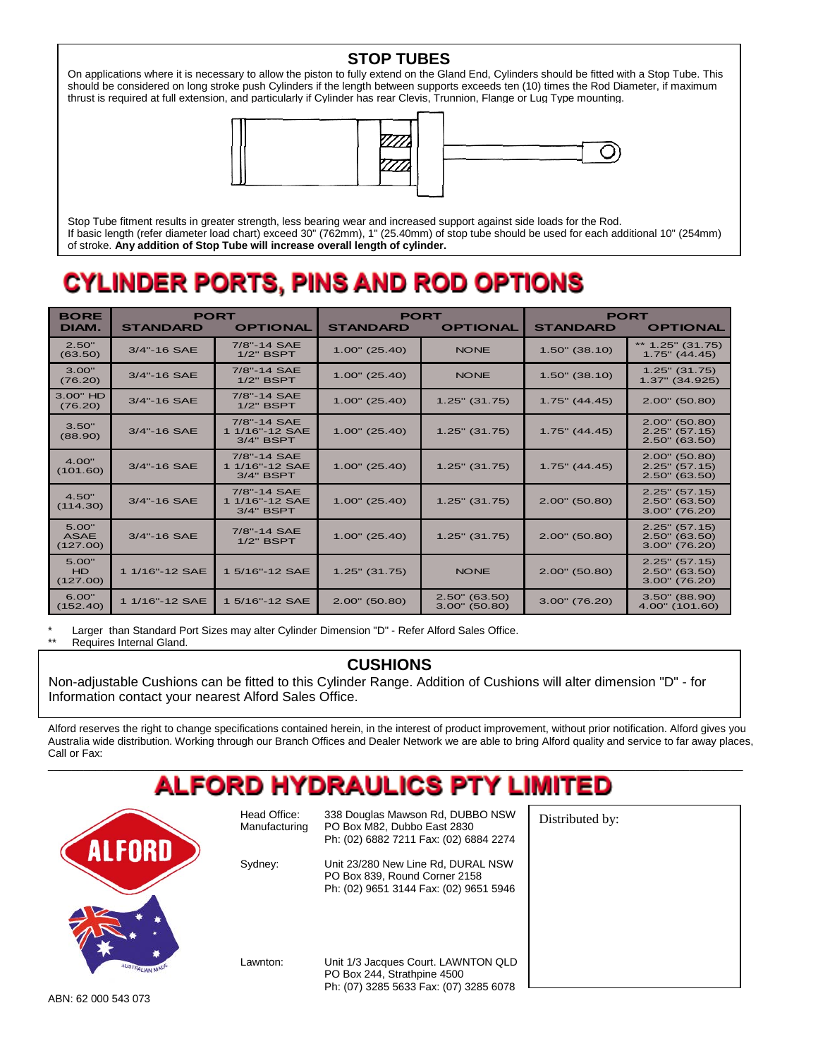## STOP TUBES

On applications where it is necessary to allow the piston to fully extend on the Gland End, Cylinders should be fitted with a Stop Tube. This should be considered on long stroke push Cylinders if the length between supports exceeds ten (10) times the Rod Diameter, if maximum thrust is required at full extension, and particularly if Cylinder has rear Clevis, Trunnion, Flange or Lug Type mounting.

Stop Tube fitment results in greater strength, less bearing wear and increased support against side loads for the Rod.
If basic length (refer diameter load chart) exceed 30" (762mm), 1" (25.40mm) of stop tube should be used for each additional 10" (254mm) of stroke. **Any addition of Stop Tube will increase overall length of cylinder.**

# CYLINDER PORTS, PINS AND ROD OPTIONS

| BORE DIAM. | PORT | | PORT | | PORT | |
|---|---|---|---|---|---|---|
| | STANDARD | OPTIONAL | STANDARD | OPTIONAL | STANDARD | OPTIONAL |
| 2.50" (63.50) | 3/4"-16 SAE | 7/8"-14 SAE 1/2" BSPT | 1.00" (25.40) | NONE | 1.50" (38.10) | ** 1.25" (31.75) 1.75" (44.45) |
| 3.00" (76.20) | 3/4"-16 SAE | 7/8"-14 SAE 1/2" BSPT | 1.00" (25.40) | NONE | 1.50" (38.10) | 1.25" (31.75) 1.37" (34.925) |
| 3.00" HD (76.20) | 3/4"-16 SAE | 7/8"-14 SAE 1/2" BSPT | 1.00" (25.40) | 1.25" (31.75) | 1.75" (44.45) | 2.00" (50.80) |
| 3.50" (88.90) | 3/4"-16 SAE | 7/8"-14 SAE 1 1/16"-12 SAE 3/4" BSPT | 1.00" (25.40) | 1.25" (31.75) | 1.75" (44.45) | 2.00" (50.80) 2.25" (57.15) 2.50" (63.50) |
| 4.00" (101.60) | 3/4"-16 SAE | 7/8"-14 SAE 1 1/16"-12 SAE 3/4" BSPT | 1.00" (25.40) | 1.25" (31.75) | 1.75" (44.45) | 2.00" (50.80) 2.25" (57.15) 2.50" (63.50) |
| 4.50" (114.30) | 3/4"-16 SAE | 7/8"-14 SAE 1 1/16"-12 SAE 3/4" BSPT | 1.00" (25.40) | 1.25" (31.75) | 2.00" (50.80) | 2.25" (57.15) 2.50" (63.50) 3.00" (76.20) |
| 5.00" ASAE (127.00) | 3/4"-16 SAE | 7/8"-14 SAE 1/2" BSPT | 1.00" (25.40) | 1.25" (31.75) | 2.00" (50.80) | 2.25" (57.15) 2.50" (63.50) 3.00" (76.20) |
| 5.00" HD (127.00) | 1 1/16"-12 SAE | 1 5/16"-12 SAE | 1.25" (31.75) | NONE | 2.00" (50.80) | 2.25" (57.15) 2.50" (63.50) 3.00" (76.20) |
| 6.00" (152.40) | 1 1/16"-12 SAE | 1 5/16"-12 SAE | 2.00" (50.80) | 2.50" (63.50) 3.00" (50.80) | 3.00" (76.20) | 3.50" (88.90) 4.00" (101.60) |

\* Larger than Standard Port Sizes may alter Cylinder Dimension "D" - Refer Alford Sales Office.
\** Requires Internal Gland.

## CUSHIONS

Non-adjustable Cushions can be fitted to this Cylinder Range. Addition of Cushions will alter dimension "D" - for Information contact your nearest Alford Sales Office.

Alford reserves the right to change specifications contained herein, in the interest of product improvement, without prior notification. Alford gives you Australia wide distribution. Working through our Branch Offices and Dealer Network we are able to bring Alford quality and service to far away places, Call or Fax:

# ALFORD HYDRAULICS PTY LIMITED

ALFORD

AUSTRALIAN MADE

Head Office: Manufacturing
338 Douglas Mawson Rd, DUBBO NSW
PO Box M82, Dubbo East 2830
Ph: (02) 6882 7211 Fax: (02) 6884 2274

Sydney:
Unit 23/280 New Line Rd, DURAL NSW
PO Box 839, Round Corner 2158
Ph: (02) 9651 3144 Fax: (02) 9651 5946

Lawnton:
Unit 1/3 Jacques Court. LAWNTON QLD
PO Box 244, Strathpine 4500
Ph: (07) 3285 5633 Fax: (07) 3285 6078

Distributed by:

ABN: 62 000 543 073